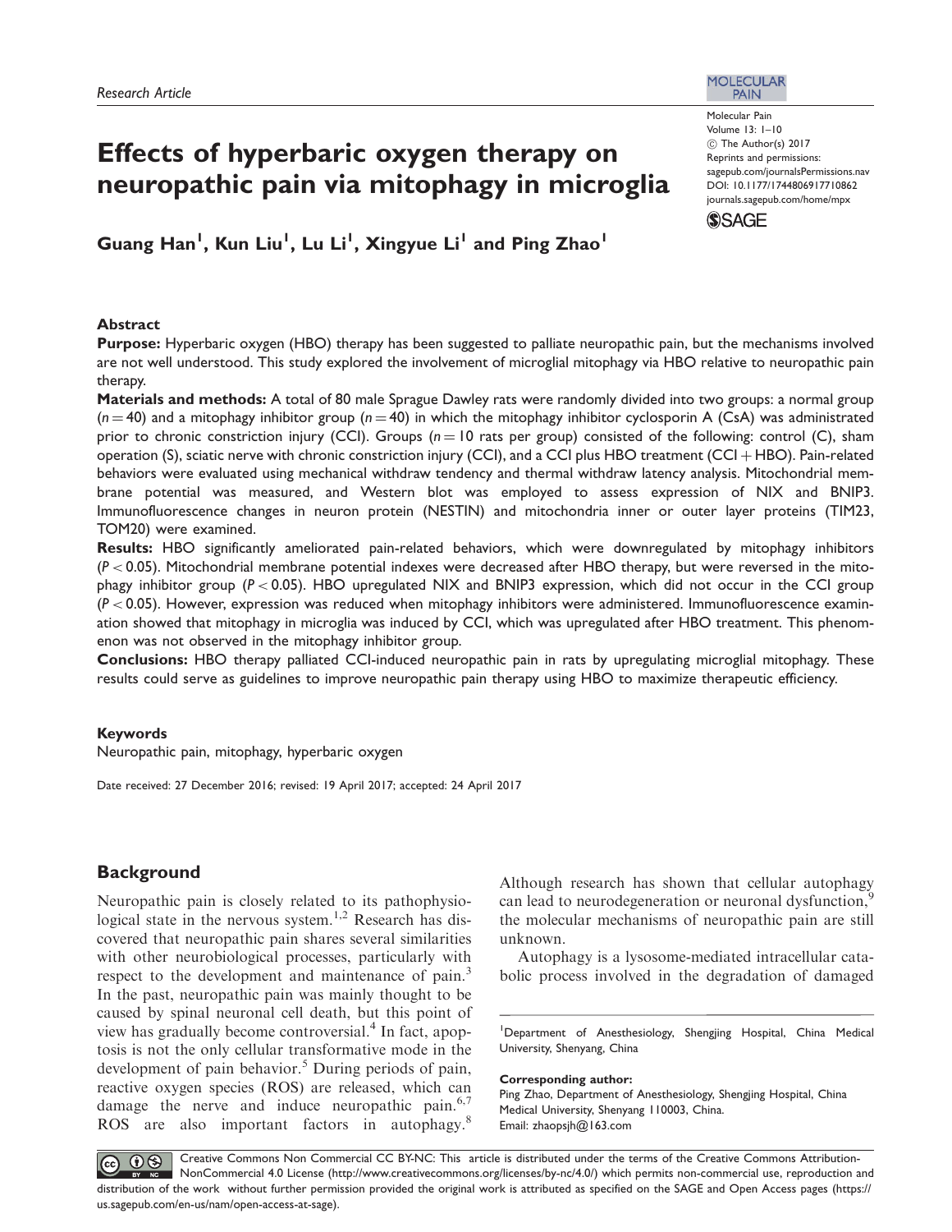Research Article

# Effects of hyperbaric oxygen therapy on neuropathic pain via mitophagy in microglia

Guang Han[1], Kun Liu[1], Lu Li[1], Xingyue Li[1] and Ping Zhao[1]

## Abstract

**Purpose:** Hyperbaric oxygen (HBO) therapy has been suggested to palliate neuropathic pain, but the mechanisms involved are not well understood. This study explored the involvement of microglial mitophagy via HBO relative to neuropathic pain therapy.

**Materials and methods:** A total of 80 male Sprague Dawley rats were randomly divided into two groups: a normal group ($n = 40$) and a mitophagy inhibitor group ($n = 40$) in which the mitophagy inhibitor cyclosporin A (CsA) was administrated prior to chronic constriction injury (CCI). Groups ($n = 10$ rats per group) consisted of the following: control (C), sham operation (S), sciatic nerve with chronic constriction injury (CCI), and a CCI plus HBO treatment (CCI + HBO). Pain-related behaviors were evaluated using mechanical withdraw tendency and thermal withdraw latency analysis. Mitochondrial membrane potential was measured, and Western blot was employed to assess expression of NIX and BNIP3. Immunofluorescence changes in neuron protein (NESTIN) and mitochondria inner or outer layer proteins (TIM23, TOM20) were examined.

**Results:** HBO significantly ameliorated pain-related behaviors, which were downregulated by mitophagy inhibitors ($P < 0.05$). Mitochondrial membrane potential indexes were decreased after HBO therapy, but were reversed in the mitophagy inhibitor group ($P < 0.05$). HBO upregulated NIX and BNIP3 expression, which did not occur in the CCI group ($P < 0.05$). However, expression was reduced when mitophagy inhibitors were administered. Immunofluorescence examination showed that mitophagy in microglia was induced by CCI, which was upregulated after HBO treatment. This phenomenon was not observed in the mitophagy inhibitor group.

**Conclusions:** HBO therapy palliated CCI-induced neuropathic pain in rats by upregulating microglial mitophagy. These results could serve as guidelines to improve neuropathic pain therapy using HBO to maximize therapeutic efficiency.

## Keywords

Neuropathic pain, mitophagy, hyperbaric oxygen

Date received: 27 December 2016; revised: 19 April 2017; accepted: 24 April 2017

## Background

Neuropathic pain is closely related to its pathophysiological state in the nervous system.[1,2] Research has discovered that neuropathic pain shares several similarities with other neurobiological processes, particularly with respect to the development and maintenance of pain.[3] In the past, neuropathic pain was mainly thought to be caused by spinal neuronal cell death, but this point of view has gradually become controversial.[4] In fact, apoptosis is not the only cellular transformative mode in the development of pain behavior.[5] During periods of pain, reactive oxygen species (ROS) are released, which can damage the nerve and induce neuropathic pain.[6,7] ROS are also important factors in autophagy.[8] Although research has shown that cellular autophagy can lead to neurodegeneration or neuronal dysfunction,[9] the molecular mechanisms of neuropathic pain are still unknown.

Autophagy is a lysosome-mediated intracellular catabolic process involved in the degradation of damaged

[1]Department of Anesthesiology, Shengjing Hospital, China Medical University, Shenyang, China

**Corresponding author:**
Ping Zhao, Department of Anesthesiology, Shengjing Hospital, China Medical University, Shenyang 110003, China.
Email: zhaopsjh@163.com

Creative Commons Non Commercial CC BY-NC: This article is distributed under the terms of the Creative Commons Attribution-NonCommercial 4.0 License (http://www.creativecommons.org/licenses/by-nc/4.0/) which permits non-commercial use, reproduction and distribution of the work without further permission provided the original work is attributed as specified on the SAGE and Open Access pages (https://us.sagepub.com/en-us/nam/open-access-at-sage).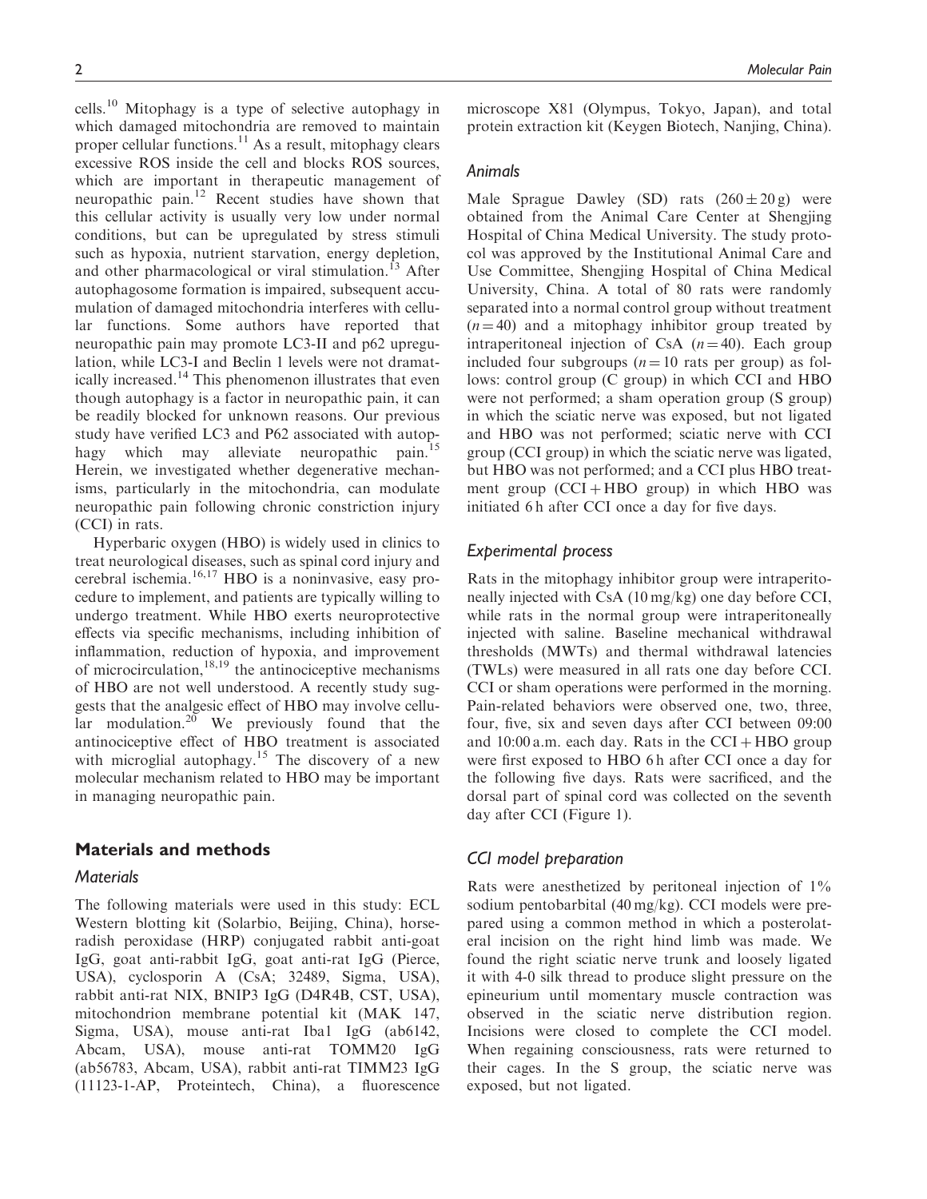cells.[10] Mitophagy is a type of selective autophagy in which damaged mitochondria are removed to maintain proper cellular functions.[11] As a result, mitophagy clears excessive ROS inside the cell and blocks ROS sources, which are important in therapeutic management of neuropathic pain.[12] Recent studies have shown that this cellular activity is usually very low under normal conditions, but can be upregulated by stress stimuli such as hypoxia, nutrient starvation, energy depletion, and other pharmacological or viral stimulation.[13] After autophagosome formation is impaired, subsequent accumulation of damaged mitochondria interferes with cellular functions. Some authors have reported that neuropathic pain may promote LC3-II and p62 upregulation, while LC3-I and Beclin 1 levels were not dramatically increased.[14] This phenomenon illustrates that even though autophagy is a factor in neuropathic pain, it can be readily blocked for unknown reasons. Our previous study have verified LC3 and P62 associated with autophagy which may alleviate neuropathic pain.[15] Herein, we investigated whether degenerative mechanisms, particularly in the mitochondria, can modulate neuropathic pain following chronic constriction injury (CCI) in rats.

Hyperbaric oxygen (HBO) is widely used in clinics to treat neurological diseases, such as spinal cord injury and cerebral ischemia.[16,17] HBO is a noninvasive, easy procedure to implement, and patients are typically willing to undergo treatment. While HBO exerts neuroprotective effects via specific mechanisms, including inhibition of inflammation, reduction of hypoxia, and improvement of microcirculation,[18,19] the antinociceptive mechanisms of HBO are not well understood. A recently study suggests that the analgesic effect of HBO may involve cellular modulation.[20] We previously found that the antinociceptive effect of HBO treatment is associated with microglial autophagy.[15] The discovery of a new molecular mechanism related to HBO may be important in managing neuropathic pain.

## Materials and methods

### Materials

The following materials were used in this study: ECL Western blotting kit (Solarbio, Beijing, China), horseradish peroxidase (HRP) conjugated rabbit anti-goat IgG, goat anti-rabbit IgG, goat anti-rat IgG (Pierce, USA), cyclosporin A (CsA; 32489, Sigma, USA), rabbit anti-rat NIX, BNIP3 IgG (D4R4B, CST, USA), mitochondrion membrane potential kit (MAK 147, Sigma, USA), mouse anti-rat Iba1 IgG (ab6142, Abcam, USA), mouse anti-rat TOMM20 IgG (ab56783, Abcam, USA), rabbit anti-rat TIMM23 IgG (11123-1-AP, Proteintech, China), a fluorescence microscope X81 (Olympus, Tokyo, Japan), and total protein extraction kit (Keygen Biotech, Nanjing, China).

### Animals

Male Sprague Dawley (SD) rats ($260 \pm 20$ g) were obtained from the Animal Care Center at Shengjing Hospital of China Medical University. The study protocol was approved by the Institutional Animal Care and Use Committee, Shengjing Hospital of China Medical University, China. A total of 80 rats were randomly separated into a normal control group without treatment ($n = 40$) and a mitophagy inhibitor group treated by intraperitoneal injection of CsA ($n = 40$). Each group included four subgroups ($n = 10$ rats per group) as follows: control group (C group) in which CCI and HBO were not performed; a sham operation group (S group) in which the sciatic nerve was exposed, but not ligated and HBO was not performed; sciatic nerve with CCI group (CCI group) in which the sciatic nerve was ligated, but HBO was not performed; and a CCI plus HBO treatment group (CCI + HBO group) in which HBO was initiated 6 h after CCI once a day for five days.

### Experimental process

Rats in the mitophagy inhibitor group were intraperitoneally injected with CsA (10 mg/kg) one day before CCI, while rats in the normal group were intraperitoneally injected with saline. Baseline mechanical withdrawal thresholds (MWTs) and thermal withdrawal latencies (TWLs) were measured in all rats one day before CCI. CCI or sham operations were performed in the morning. Pain-related behaviors were observed one, two, three, four, five, six and seven days after CCI between 09:00 and 10:00 a.m. each day. Rats in the CCI + HBO group were first exposed to HBO 6 h after CCI once a day for the following five days. Rats were sacrificed, and the dorsal part of spinal cord was collected on the seventh day after CCI (Figure 1).

### CCI model preparation

Rats were anesthetized by peritoneal injection of 1% sodium pentobarbital (40 mg/kg). CCI models were prepared using a common method in which a posterolateral incision on the right hind limb was made. We found the right sciatic nerve trunk and loosely ligated it with 4-0 silk thread to produce slight pressure on the epineurium until momentary muscle contraction was observed in the sciatic nerve distribution region. Incisions were closed to complete the CCI model. When regaining consciousness, rats were returned to their cages. In the S group, the sciatic nerve was exposed, but not ligated.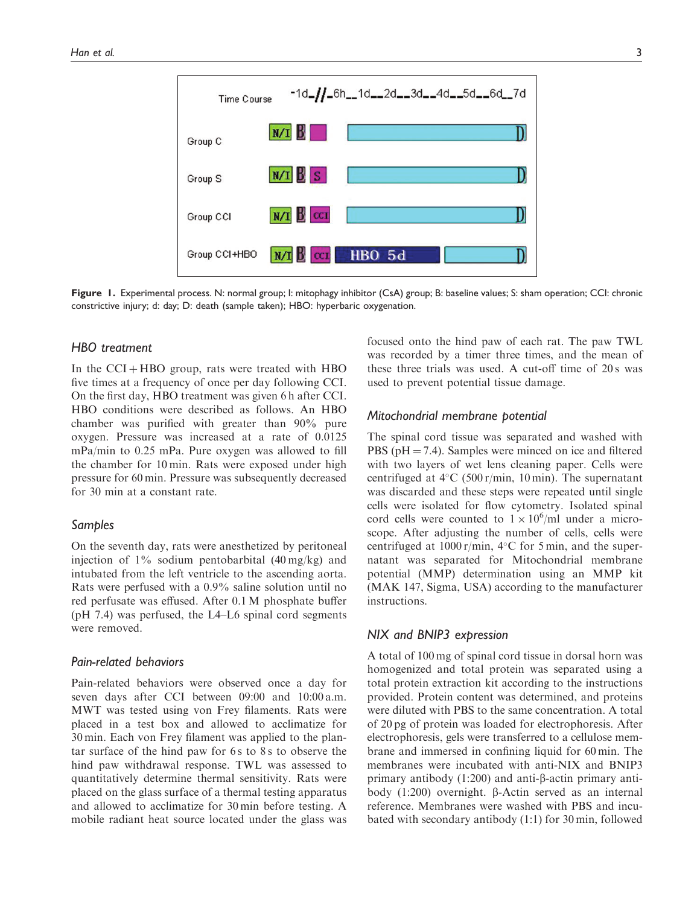**Figure 1.** Experimental process. N: normal group; I: mitophagy inhibitor (CsA) group; B: baseline values; S: sham operation; CCI: chronic constrictive injury; d: day; D: death (sample taken); HBO: hyperbaric oxygenation.

### HBO treatment

In the CCI + HBO group, rats were treated with HBO five times at a frequency of once per day following CCI. On the first day, HBO treatment was given 6 h after CCI. HBO conditions were described as follows. An HBO chamber was purified with greater than 90% pure oxygen. Pressure was increased at a rate of 0.0125 mPa/min to 0.25 mPa. Pure oxygen was allowed to fill the chamber for 10 min. Rats were exposed under high pressure for 60 min. Pressure was subsequently decreased for 30 min at a constant rate.

### Samples

On the seventh day, rats were anesthetized by peritoneal injection of 1% sodium pentobarbital (40 mg/kg) and intubated from the left ventricle to the ascending aorta. Rats were perfused with a 0.9% saline solution until no red perfusate was effused. After 0.1 M phosphate buffer (pH 7.4) was perfused, the L4–L6 spinal cord segments were removed.

### Pain-related behaviors

Pain-related behaviors were observed once a day for seven days after CCI between 09:00 and 10:00 a.m. MWT was tested using von Frey filaments. Rats were placed in a test box and allowed to acclimatize for 30 min. Each von Frey filament was applied to the plantar surface of the hind paw for 6 s to 8 s to observe the hind paw withdrawal response. TWL was assessed to quantitatively determine thermal sensitivity. Rats were placed on the glass surface of a thermal testing apparatus and allowed to acclimatize for 30 min before testing. A mobile radiant heat source located under the glass was focused onto the hind paw of each rat. The paw TWL was recorded by a timer three times, and the mean of these three trials was used. A cut-off time of 20 s was used to prevent potential tissue damage.

### Mitochondrial membrane potential

The spinal cord tissue was separated and washed with PBS (pH = 7.4). Samples were minced on ice and filtered with two layers of wet lens cleaning paper. Cells were centrifuged at 4°C (500 r/min, 10 min). The supernatant was discarded and these steps were repeated until single cells were isolated for flow cytometry. Isolated spinal cord cells were counted to $1 \times 10^6$/ml under a microscope. After adjusting the number of cells, cells were centrifuged at 1000 r/min, 4°C for 5 min, and the supernatant was separated for Mitochondrial membrane potential (MMP) determination using an MMP kit (MAK 147, Sigma, USA) according to the manufacturer instructions.

### NIX and BNIP3 expression

A total of 100 mg of spinal cord tissue in dorsal horn was homogenized and total protein was separated using a total protein extraction kit according to the instructions provided. Protein content was determined, and proteins were diluted with PBS to the same concentration. A total of 20 pg of protein was loaded for electrophoresis. After electrophoresis, gels were transferred to a cellulose membrane and immersed in confining liquid for 60 min. The membranes were incubated with anti-NIX and BNIP3 primary antibody (1:200) and anti-β-actin primary antibody (1:200) overnight. β-Actin served as an internal reference. Membranes were washed with PBS and incubated with secondary antibody (1:1) for 30 min, followed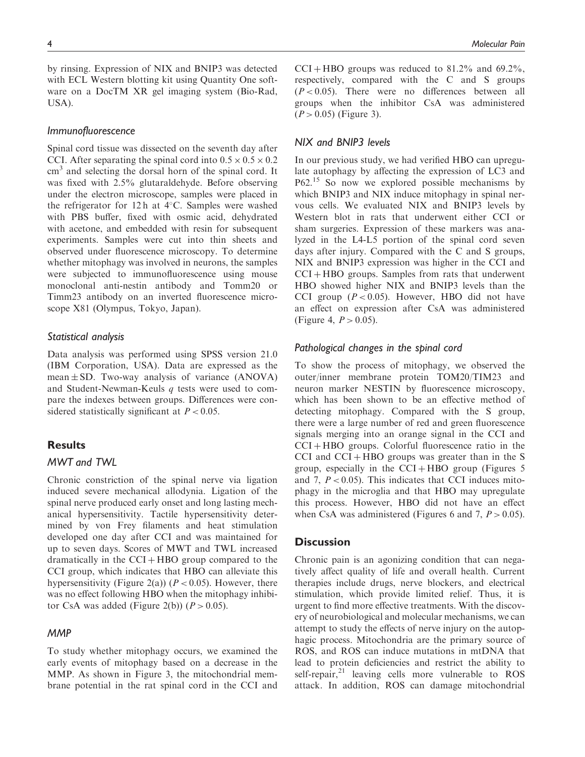by rinsing. Expression of NIX and BNIP3 was detected with ECL Western blotting kit using Quantity One software on a DocTM XR gel imaging system (Bio-Rad, USA).

### Immunofluorescence

Spinal cord tissue was dissected on the seventh day after CCI. After separating the spinal cord into $0.5 \times 0.5 \times 0.2$ $cm^3$ and selecting the dorsal horn of the spinal cord. It was fixed with 2.5% glutaraldehyde. Before observing under the electron microscope, samples were placed in the refrigerator for 12 h at 4°C. Samples were washed with PBS buffer, fixed with osmic acid, dehydrated with acetone, and embedded with resin for subsequent experiments. Samples were cut into thin sheets and observed under fluorescence microscopy. To determine whether mitophagy was involved in neurons, the samples were subjected to immunofluorescence using mouse monoclonal anti-nestin antibody and Tomm20 or Timm23 antibody on an inverted fluorescence microscope X81 (Olympus, Tokyo, Japan).

### Statistical analysis

Data analysis was performed using SPSS version 21.0 (IBM Corporation, USA). Data are expressed as the mean ± SD. Two-way analysis of variance (ANOVA) and Student-Newman-Keuls $q$ tests were used to compare the indexes between groups. Differences were considered statistically significant at $P < 0.05$.

## Results

### MWT and TWL

Chronic constriction of the spinal nerve via ligation induced severe mechanical allodynia. Ligation of the spinal nerve produced early onset and long lasting mechanical hypersensitivity. Tactile hypersensitivity determined by von Frey filaments and heat stimulation developed one day after CCI and was maintained for up to seven days. Scores of MWT and TWL increased dramatically in the CCI + HBO group compared to the CCI group, which indicates that HBO can alleviate this hypersensitivity (Figure 2(a)) ($P < 0.05$). However, there was no effect following HBO when the mitophagy inhibitor CsA was added (Figure 2(b)) ($P > 0.05$).

### MMP

To study whether mitophagy occurs, we examined the early events of mitophagy based on a decrease in the MMP. As shown in Figure 3, the mitochondrial membrane potential in the rat spinal cord in the CCI and CCI + HBO groups was reduced to 81.2% and 69.2%, respectively, compared with the C and S groups ($P < 0.05$). There were no differences between all groups when the inhibitor CsA was administered ($P > 0.05$) (Figure 3).

### NIX and BNIP3 levels

In our previous study, we had verified HBO can upregulate autophagy by affecting the expression of LC3 and P62.[15] So now we explored possible mechanisms by which BNIP3 and NIX induce mitophagy in spinal nervous cells. We evaluated NIX and BNIP3 levels by Western blot in rats that underwent either CCI or sham surgeries. Expression of these markers was analyzed in the L4-L5 portion of the spinal cord seven days after injury. Compared with the C and S groups, NIX and BNIP3 expression was higher in the CCI and CCI + HBO groups. Samples from rats that underwent HBO showed higher NIX and BNIP3 levels than the CCI group ($P < 0.05$). However, HBO did not have an effect on expression after CsA was administered (Figure 4, $P > 0.05$).

### Pathological changes in the spinal cord

To show the process of mitophagy, we observed the outer/inner membrane protein TOM20/TIM23 and neuron marker NESTIN by fluorescence microscopy, which has been shown to be an effective method of detecting mitophagy. Compared with the S group, there were a large number of red and green fluorescence signals merging into an orange signal in the CCI and CCI + HBO groups. Colorful fluorescence ratio in the CCI and CCI + HBO groups was greater than in the S group, especially in the CCI + HBO group (Figures 5 and 7, $P < 0.05$). This indicates that CCI induces mitophagy in the microglia and that HBO may upregulate this process. However, HBO did not have an effect when CsA was administered (Figures 6 and 7, $P > 0.05$).

## Discussion

Chronic pain is an agonizing condition that can negatively affect quality of life and overall health. Current therapies include drugs, nerve blockers, and electrical stimulation, which provide limited relief. Thus, it is urgent to find more effective treatments. With the discovery of neurobiological and molecular mechanisms, we can attempt to study the effects of nerve injury on the autophagic process. Mitochondria are the primary source of ROS, and ROS can induce mutations in mtDNA that lead to protein deficiencies and restrict the ability to self-repair,[21] leaving cells more vulnerable to ROS attack. In addition, ROS can damage mitochondrial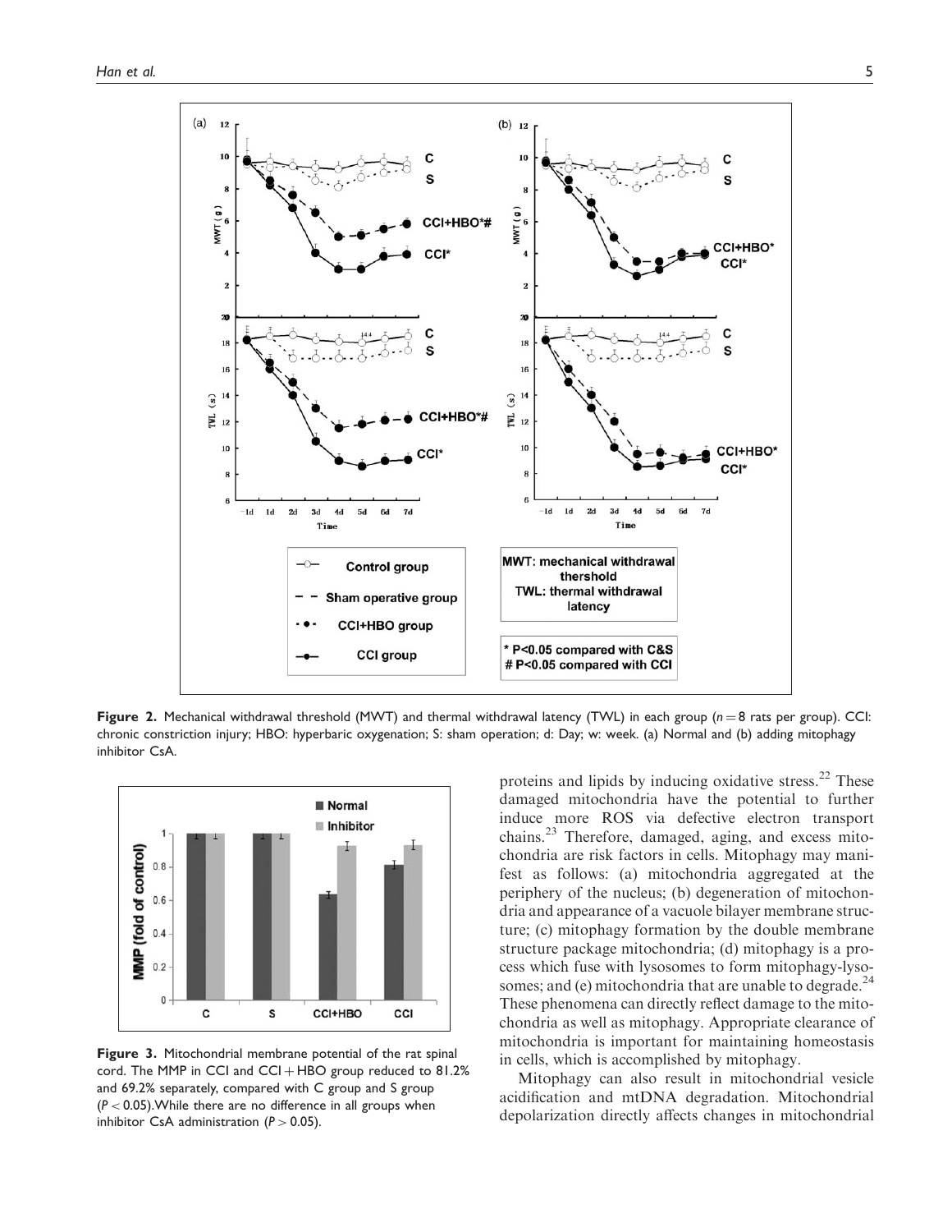**Figure 2.** Mechanical withdrawal threshold (MWT) and thermal withdrawal latency (TWL) in each group ($n = 8$ rats per group). CCI: chronic constriction injury; HBO: hyperbaric oxygenation; S: sham operation; d: Day; w: week. (a) Normal and (b) adding mitophagy inhibitor CsA.

**Figure 3.** Mitochondrial membrane potential of the rat spinal cord. The MMP in CCI and CCI + HBO group reduced to 81.2% and 69.2% separately, compared with C group and S group ($P < 0.05$).While there are no difference in all groups when inhibitor CsA administration ($P > 0.05$).

proteins and lipids by inducing oxidative stress.[22] These damaged mitochondria have the potential to further induce more ROS via defective electron transport chains.[23] Therefore, damaged, aging, and excess mitochondria are risk factors in cells. Mitophagy may manifest as follows: (a) mitochondria aggregated at the periphery of the nucleus; (b) degeneration of mitochondria and appearance of a vacuole bilayer membrane structure; (c) mitophagy formation by the double membrane structure package mitochondria; (d) mitophagy is a process which fuse with lysosomes to form mitophagy-lysosomes; and (e) mitochondria that are unable to degrade.[24] These phenomena can directly reflect damage to the mitochondria as well as mitophagy. Appropriate clearance of mitochondria is important for maintaining homeostasis in cells, which is accomplished by mitophagy.

Mitophagy can also result in mitochondrial vesicle acidification and mtDNA degradation. Mitochondrial depolarization directly affects changes in mitochondrial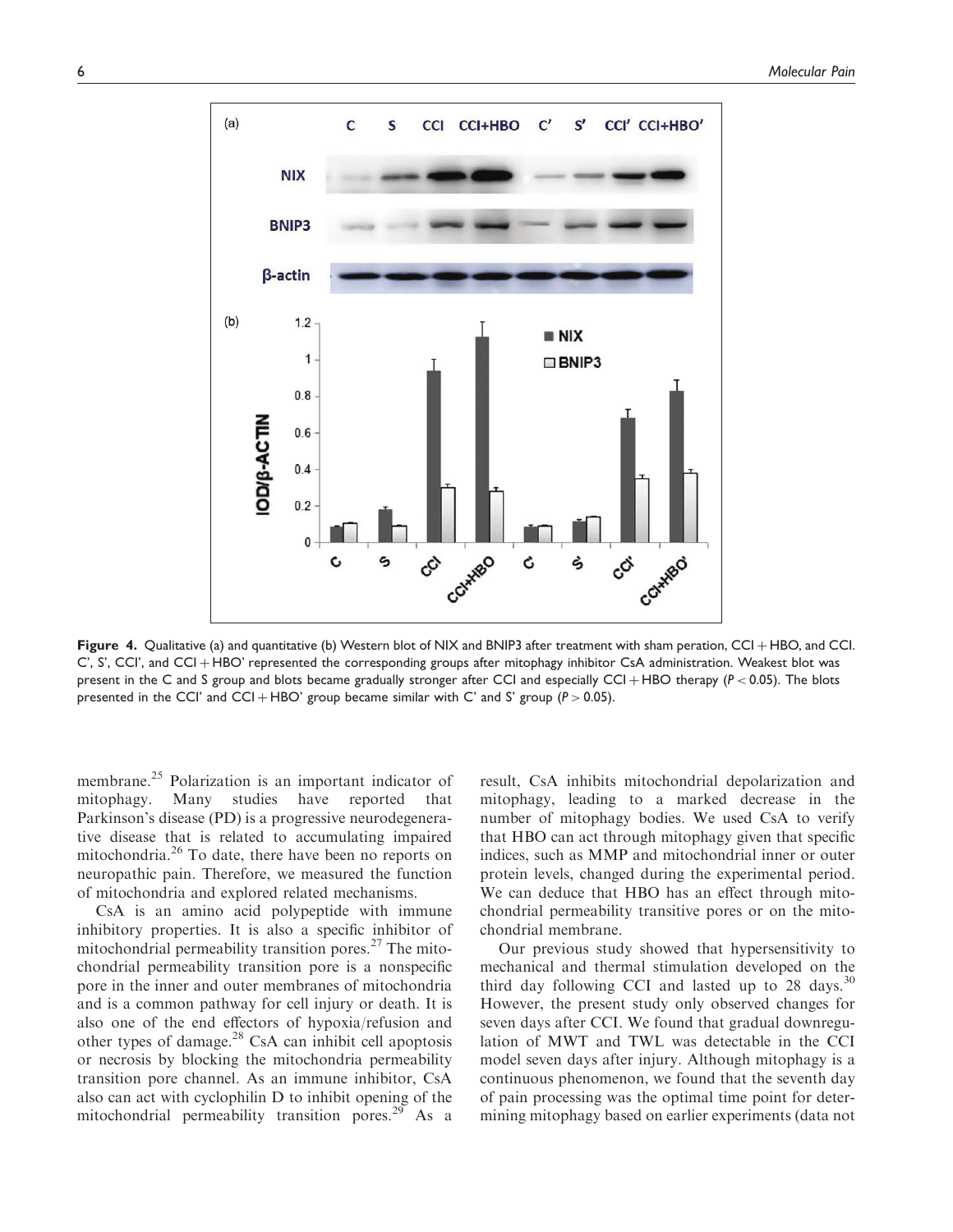**Figure 4.** Qualitative (a) and quantitative (b) Western blot of NIX and BNIP3 after treatment with sham peration, CCI + HBO, and CCI. C', S', CCI', and CCI + HBO' represented the corresponding groups after mitophagy inhibitor CsA administration. Weakest blot was present in the C and S group and blots became gradually stronger after CCI and especially CCI + HBO therapy ($P < 0.05$). The blots presented in the CCI' and CCI + HBO' group became similar with C' and S' group ($P > 0.05$).

membrane.[25] Polarization is an important indicator of mitophagy. Many studies have reported that Parkinson's disease (PD) is a progressive neurodegenerative disease that is related to accumulating impaired mitochondria.[26] To date, there have been no reports on neuropathic pain. Therefore, we measured the function of mitochondria and explored related mechanisms.

CsA is an amino acid polypeptide with immune inhibitory properties. It is also a specific inhibitor of mitochondrial permeability transition pores.[27] The mitochondrial permeability transition pore is a nonspecific pore in the inner and outer membranes of mitochondria and is a common pathway for cell injury or death. It is also one of the end effectors of hypoxia/refusion and other types of damage.[28] CsA can inhibit cell apoptosis or necrosis by blocking the mitochondria permeability transition pore channel. As an immune inhibitor, CsA also can act with cyclophilin D to inhibit opening of the mitochondrial permeability transition pores.[29] As a result, CsA inhibits mitochondrial depolarization and mitophagy, leading to a marked decrease in the number of mitophagy bodies. We used CsA to verify that HBO can act through mitophagy given that specific indices, such as MMP and mitochondrial inner or outer protein levels, changed during the experimental period. We can deduce that HBO has an effect through mitochondrial permeability transitive pores or on the mitochondrial membrane.

Our previous study showed that hypersensitivity to mechanical and thermal stimulation developed on the third day following CCI and lasted up to 28 days.[30] However, the present study only observed changes for seven days after CCI. We found that gradual downregulation of MWT and TWL was detectable in the CCI model seven days after injury. Although mitophagy is a continuous phenomenon, we found that the seventh day of pain processing was the optimal time point for determining mitophagy based on earlier experiments (data not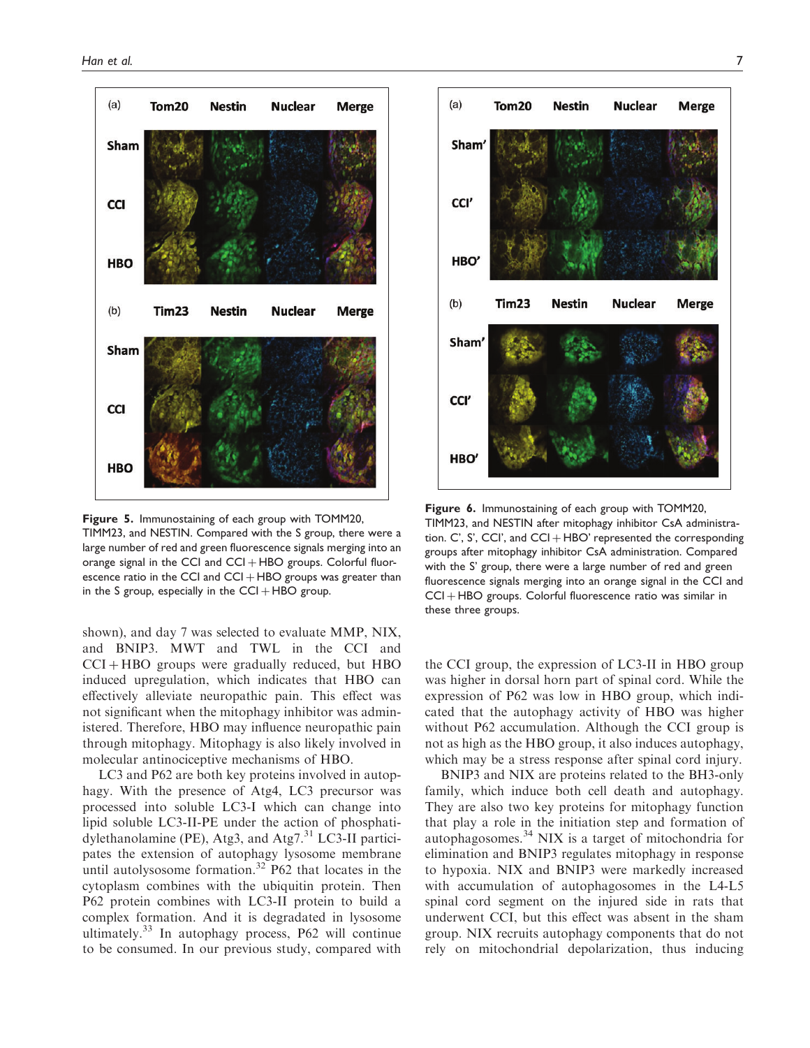Figure 5. Immunostaining of each group with TOMM20, TIMM23, and NESTIN. Compared with the S group, there were a large number of red and green fluorescence signals merging into an orange signal in the CCI and CCI + HBO groups. Colorful fluorescence ratio in the CCI and CCI + HBO groups was greater than in the S group, especially in the CCI + HBO group.

Figure 6. Immunostaining of each group with TOMM20, TIMM23, and NESTIN after mitophagy inhibitor CsA administration. C', S', CCI', and CCI + HBO' represented the corresponding groups after mitophagy inhibitor CsA administration. Compared with the S' group, there were a large number of red and green fluorescence signals merging into an orange signal in the CCI and CCI + HBO groups. Colorful fluorescence ratio was similar in these three groups.

shown), and day 7 was selected to evaluate MMP, NIX, and BNIP3. MWT and TWL in the CCI and CCI + HBO groups were gradually reduced, but HBO induced upregulation, which indicates that HBO can effectively alleviate neuropathic pain. This effect was not significant when the mitophagy inhibitor was administered. Therefore, HBO may influence neuropathic pain through mitophagy. Mitophagy is also likely involved in molecular antinociceptive mechanisms of HBO.

LC3 and P62 are both key proteins involved in autophagy. With the presence of Atg4, LC3 precursor was processed into soluble LC3-I which can change into lipid soluble LC3-II-PE under the action of phosphatidylethanolamine (PE), Atg3, and Atg7.[31] LC3-II participates the extension of autophagy lysosome membrane until autolysosome formation.[32] P62 that locates in the cytoplasm combines with the ubiquitin protein. Then P62 protein combines with LC3-II protein to build a complex formation. And it is degradated in lysosome ultimately.[33] In autophagy process, P62 will continue to be consumed. In our previous study, compared with the CCI group, the expression of LC3-II in HBO group was higher in dorsal horn part of spinal cord. While the expression of P62 was low in HBO group, which indicated that the autophagy activity of HBO was higher without P62 accumulation. Although the CCI group is not as high as the HBO group, it also induces autophagy, which may be a stress response after spinal cord injury.

BNIP3 and NIX are proteins related to the BH3-only family, which induce both cell death and autophagy. They are also two key proteins for mitophagy function that play a role in the initiation step and formation of autophagosomes.[34] NIX is a target of mitochondria for elimination and BNIP3 regulates mitophagy in response to hypoxia. NIX and BNIP3 were markedly increased with accumulation of autophagosomes in the L4-L5 spinal cord segment on the injured side in rats that underwent CCI, but this effect was absent in the sham group. NIX recruits autophagy components that do not rely on mitochondrial depolarization, thus inducing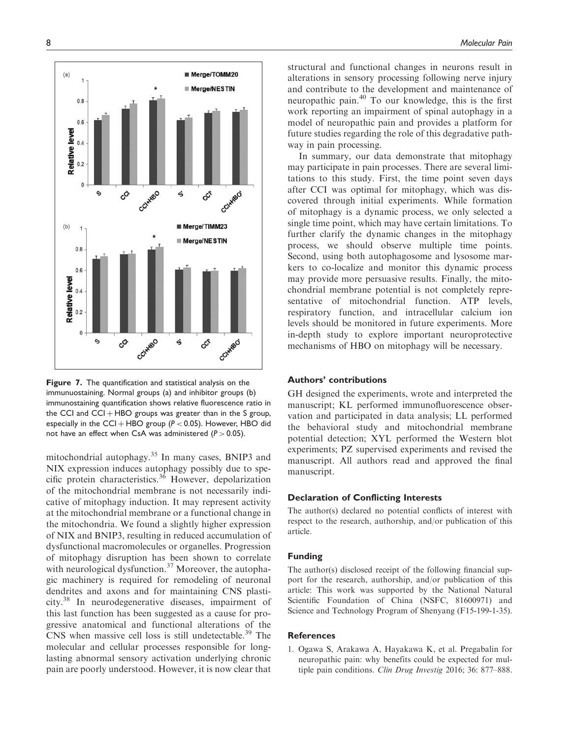(a)

Merge/TOMM20

Merge/NESTIN

Relative level

1

0.8

0.6

0.4

0.2

0

S

CCI

CCI+HBO

S'

CCI'

CCI+HBO'

*

(b)

Merge/TIMM23

Merge/NESTIN

Relative level

1

0.8

0.6

0.4

0.2

0

S

CCI

CCI+HBO

S'

CCI'

CCI+HBO'

*

**Figure 7.** The quantification and statistical analysis on the immunuostaining. Normal groups (a) and inhibitor groups (b) immunostaining quantification shows relative fluorescence ratio in the CCI and CCI + HBO groups was greater than in the S group, especially in the CCI + HBO group ($P < 0.05$). However, HBO did not have an effect when CsA was administered ($P > 0.05$).

mitochondrial autophagy.[35] In many cases, BNIP3 and NIX expression induces autophagy possibly due to specific protein characteristics.[36] However, depolarization of the mitochondrial membrane is not necessarily indicative of mitophagy induction. It may represent activity at the mitochondrial membrane or a functional change in the mitochondria. We found a slightly higher expression of NIX and BNIP3, resulting in reduced accumulation of dysfunctional macromolecules or organelles. Progression of mitophagy disruption has been shown to correlate with neurological dysfunction.[37] Moreover, the autophagic machinery is required for remodeling of neuronal dendrites and axons and for maintaining CNS plasticity.[38] In neurodegenerative diseases, impairment of this last function has been suggested as a cause for progressive anatomical and functional alterations of the CNS when massive cell loss is still undetectable.[39] The molecular and cellular processes responsible for long-lasting abnormal sensory activation underlying chronic pain are poorly understood. However, it is now clear that structural and functional changes in neurons result in alterations in sensory processing following nerve injury and contribute to the development and maintenance of neuropathic pain.[40] To our knowledge, this is the first work reporting an impairment of spinal autophagy in a model of neuropathic pain and provides a platform for future studies regarding the role of this degradative pathway in pain processing.

In summary, our data demonstrate that mitophagy may participate in pain processes. There are several limitations to this study. First, the time point seven days after CCI was optimal for mitophagy, which was discovered through initial experiments. While formation of mitophagy is a dynamic process, we only selected a single time point, which may have certain limitations. To further clarify the dynamic changes in the mitophagy process, we should observe multiple time points. Second, using both autophagosome and lysosome markers to co-localize and monitor this dynamic process may provide more persuasive results. Finally, the mitochondrial membrane potential is not completely representative of mitochondrial function. ATP levels, respiratory function, and intracellular calcium ion levels should be monitored in future experiments. More in-depth study to explore important neuroprotective mechanisms of HBO on mitophagy will be necessary.

## Authors' contributions

GH designed the experiments, wrote and interpreted the manuscript; KL performed immunofluorescence observation and participated in data analysis; LL performed the behavioral study and mitochondrial membrane potential detection; XYL performed the Western blot experiments; PZ supervised experiments and revised the manuscript. All authors read and approved the final manuscript.

## Declaration of Conflicting Interests

The author(s) declared no potential conflicts of interest with respect to the research, authorship, and/or publication of this article.

## Funding

The author(s) disclosed receipt of the following financial support for the research, authorship, and/or publication of this article: This work was supported by the National Natural Scientific Foundation of China (NSFC, 81600971) and Science and Technology Program of Shenyang (F15-199-1-35).

## References

1. Ogawa S, Arakawa A, Hayakawa K, et al. Pregabalin for neuropathic pain: why benefits could be expected for multiple pain conditions. *Clin Drug Investig* 2016; 36: 877–888.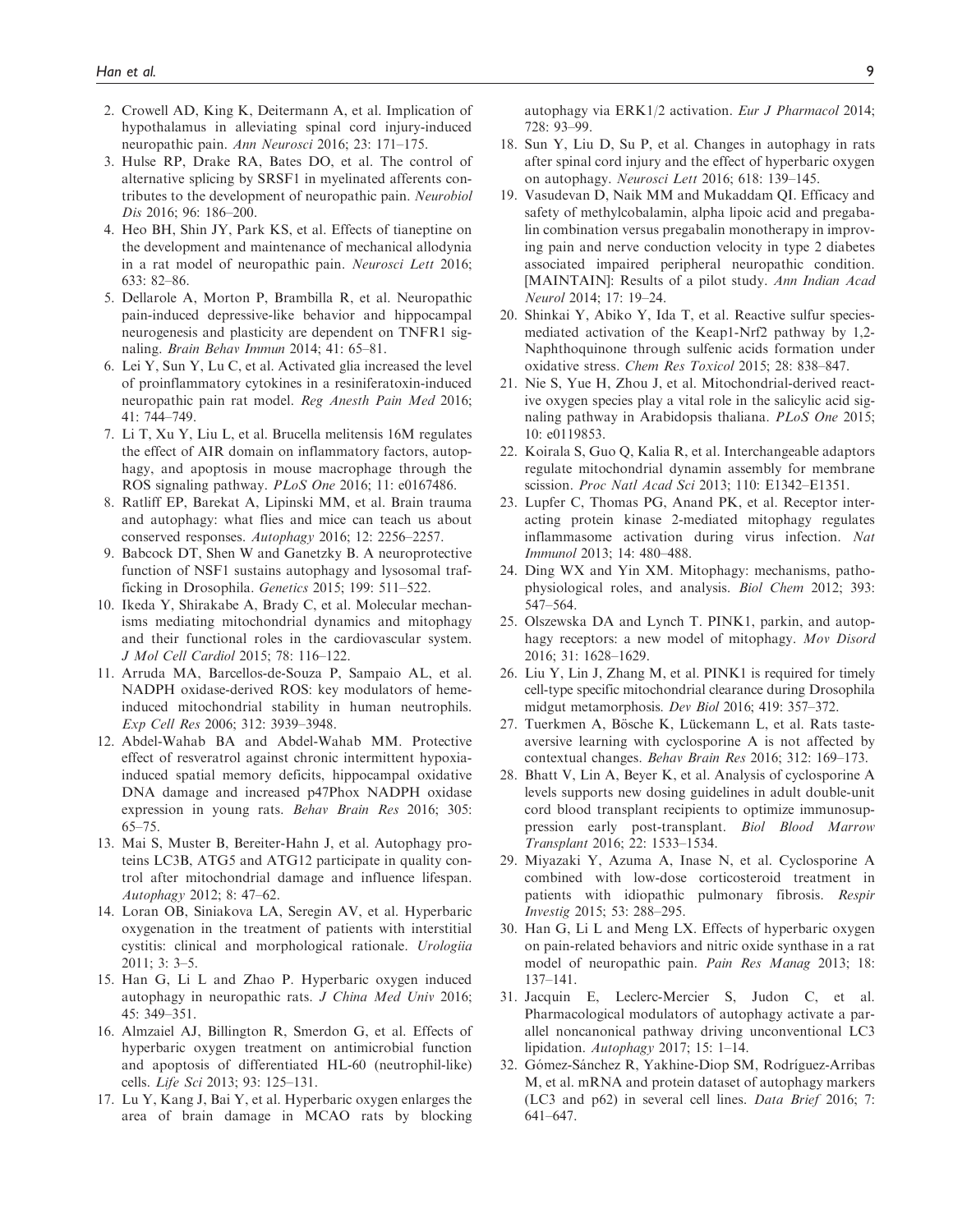2. Crowell AD, King K, Deitermann A, et al. Implication of hypothalamus in alleviating spinal cord injury-induced neuropathic pain. *Ann Neurosci* 2016; 23: 171–175.
3. Hulse RP, Drake RA, Bates DO, et al. The control of alternative splicing by SRSF1 in myelinated afferents contributes to the development of neuropathic pain. *Neurobiol Dis* 2016; 96: 186–200.
4. Heo BH, Shin JY, Park KS, et al. Effects of tianeptine on the development and maintenance of mechanical allodynia in a rat model of neuropathic pain. *Neurosci Lett* 2016; 633: 82–86.
5. Dellarole A, Morton P, Brambilla R, et al. Neuropathic pain-induced depressive-like behavior and hippocampal neurogenesis and plasticity are dependent on TNFR1 signaling. *Brain Behav Immun* 2014; 41: 65–81.
6. Lei Y, Sun Y, Lu C, et al. Activated glia increased the level of proinflammatory cytokines in a resiniferatoxin-induced neuropathic pain rat model. *Reg Anesth Pain Med* 2016; 41: 744–749.
7. Li T, Xu Y, Liu L, et al. Brucella melitensis 16M regulates the effect of AIR domain on inflammatory factors, autophagy, and apoptosis in mouse macrophage through the ROS signaling pathway. *PLoS One* 2016; 11: e0167486.
8. Ratliff EP, Barekat A, Lipinski MM, et al. Brain trauma and autophagy: what flies and mice can teach us about conserved responses. *Autophagy* 2016; 12: 2256–2257.
9. Babcock DT, Shen W and Ganetzky B. A neuroprotective function of NSF1 sustains autophagy and lysosomal trafficking in Drosophila. *Genetics* 2015; 199: 511–522.
10. Ikeda Y, Shirakabe A, Brady C, et al. Molecular mechanisms mediating mitochondrial dynamics and mitophagy and their functional roles in the cardiovascular system. *J Mol Cell Cardiol* 2015; 78: 116–122.
11. Arruda MA, Barcellos-de-Souza P, Sampaio AL, et al. NADPH oxidase-derived ROS: key modulators of heme-induced mitochondrial stability in human neutrophils. *Exp Cell Res* 2006; 312: 3939–3948.
12. Abdel-Wahab BA and Abdel-Wahab MM. Protective effect of resveratrol against chronic intermittent hypoxia-induced spatial memory deficits, hippocampal oxidative DNA damage and increased p47Phox NADPH oxidase expression in young rats. *Behav Brain Res* 2016; 305: 65–75.
13. Mai S, Muster B, Bereiter-Hahn J, et al. Autophagy proteins LC3B, ATG5 and ATG12 participate in quality control after mitochondrial damage and influence lifespan. *Autophagy* 2012; 8: 47–62.
14. Loran OB, Siniakova LA, Seregin AV, et al. Hyperbaric oxygenation in the treatment of patients with interstitial cystitis: clinical and morphological rationale. *Urologiia* 2011; 3: 3–5.
15. Han G, Li L and Zhao P. Hyperbaric oxygen induced autophagy in neuropathic rats. *J China Med Univ* 2016; 45: 349–351.
16. Almzaiel AJ, Billington R, Smerdon G, et al. Effects of hyperbaric oxygen treatment on antimicrobial function and apoptosis of differentiated HL-60 (neutrophil-like) cells. *Life Sci* 2013; 93: 125–131.
17. Lu Y, Kang J, Bai Y, et al. Hyperbaric oxygen enlarges the area of brain damage in MCAO rats by blocking autophagy via ERK1/2 activation. *Eur J Pharmacol* 2014; 728: 93–99.
18. Sun Y, Liu D, Su P, et al. Changes in autophagy in rats after spinal cord injury and the effect of hyperbaric oxygen on autophagy. *Neurosci Lett* 2016; 618: 139–145.
19. Vasudevan D, Naik MM and Mukaddam QI. Efficacy and safety of methylcobalamin, alpha lipoic acid and pregabalin combination versus pregabalin monotherapy in improving pain and nerve conduction velocity in type 2 diabetes associated impaired peripheral neuropathic condition. [MAINTAIN]: Results of a pilot study. *Ann Indian Acad Neurol* 2014; 17: 19–24.
20. Shinkai Y, Abiko Y, Ida T, et al. Reactive sulfur species-mediated activation of the Keap1-Nrf2 pathway by 1,2-Naphthoquinone through sulfenic acids formation under oxidative stress. *Chem Res Toxicol* 2015; 28: 838–847.
21. Nie S, Yue H, Zhou J, et al. Mitochondrial-derived reactive oxygen species play a vital role in the salicylic acid signaling pathway in Arabidopsis thaliana. *PLoS One* 2015; 10: e0119853.
22. Koirala S, Guo Q, Kalia R, et al. Interchangeable adaptors regulate mitochondrial dynamin assembly for membrane scission. *Proc Natl Acad Sci* 2013; 110: E1342–E1351.
23. Lupfer C, Thomas PG, Anand PK, et al. Receptor interacting protein kinase 2-mediated mitophagy regulates inflammasome activation during virus infection. *Nat Immunol* 2013; 14: 480–488.
24. Ding WX and Yin XM. Mitophagy: mechanisms, pathophysiological roles, and analysis. *Biol Chem* 2012; 393: 547–564.
25. Olszewska DA and Lynch T. PINK1, parkin, and autophagy receptors: a new model of mitophagy. *Mov Disord* 2016; 31: 1628–1629.
26. Liu Y, Lin J, Zhang M, et al. PINK1 is required for timely cell-type specific mitochondrial clearance during Drosophila midgut metamorphosis. *Dev Biol* 2016; 419: 357–372.
27. Turkmen A, Bösche K, Lückemann L, et al. Rats taste-aversive learning with cyclosporine A is not affected by contextual changes. *Behav Brain Res* 2016; 312: 169–173.
28. Bhatt V, Lin A, Beyer K, et al. Analysis of cyclosporine A levels supports new dosing guidelines in adult double-unit cord blood transplant recipients to optimize immunosuppression early post-transplant. *Biol Blood Marrow Transplant* 2016; 22: 1533–1534.
29. Miyazaki Y, Azuma A, Inase N, et al. Cyclosporine A combined with low-dose corticosteroid treatment in patients with idiopathic pulmonary fibrosis. *Respir Investig* 2015; 53: 288–295.
30. Han G, Li L and Meng LX. Effects of hyperbaric oxygen on pain-related behaviors and nitric oxide synthase in a rat model of neuropathic pain. *Pain Res Manag* 2013; 18: 137–141.
31. Jacquin E, Leclerc-Mercier S, Judon C, et al. Pharmacological modulators of autophagy activate a parallel noncanonical pathway driving unconventional LC3 lipidation. *Autophagy* 2017; 15: 1–14.
32. Gómez-Sánchez R, Yakhine-Diop SM, Rodríguez-Arribas M, et al. mRNA and protein dataset of autophagy markers (LC3 and p62) in several cell lines. *Data Brief* 2016; 7: 641–647.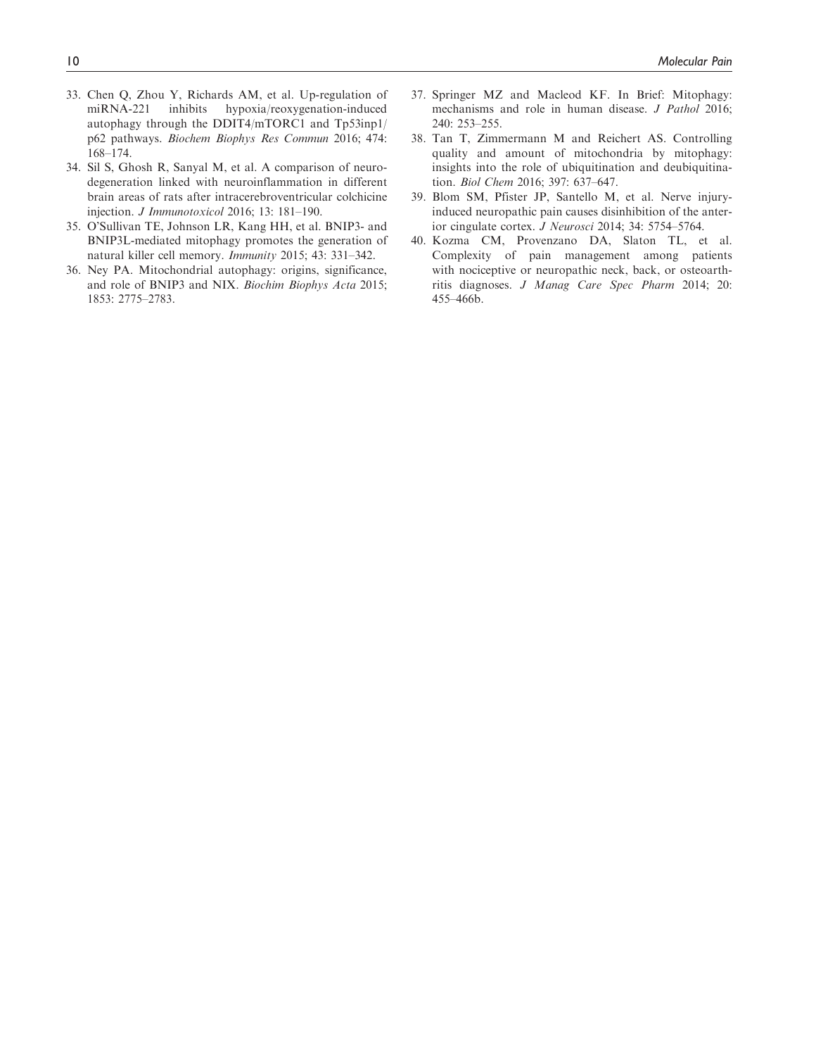33. Chen Q, Zhou Y, Richards AM, et al. Up-regulation of miRNA-221 inhibits hypoxia/reoxygenation-induced autophagy through the DDIT4/mTORC1 and Tp53inp1/p62 pathways. *Biochem Biophys Res Commun* 2016; 474: 168–174.
34. Sil S, Ghosh R, Sanyal M, et al. A comparison of neurodegeneration linked with neuroinflammation in different brain areas of rats after intracerebroventricular colchicine injection. *J Immunotoxicol* 2016; 13: 181–190.
35. O'Sullivan TE, Johnson LR, Kang HH, et al. BNIP3- and BNIP3L-mediated mitophagy promotes the generation of natural killer cell memory. *Immunity* 2015; 43: 331–342.
36. Ney PA. Mitochondrial autophagy: origins, significance, and role of BNIP3 and NIX. *Biochim Biophys Acta* 2015; 1853: 2775–2783.
37. Springer MZ and Macleod KF. In Brief: Mitophagy: mechanisms and role in human disease. *J Pathol* 2016; 240: 253–255.
38. Tan T, Zimmermann M and Reichert AS. Controlling quality and amount of mitochondria by mitophagy: insights into the role of ubiquitination and deubiquitination. *Biol Chem* 2016; 397: 637–647.
39. Blom SM, Pfister JP, Santello M, et al. Nerve injury-induced neuropathic pain causes disinhibition of the anterior cingulate cortex. *J Neurosci* 2014; 34: 5754–5764.
40. Kozma CM, Provenzano DA, Slaton TL, et al. Complexity of pain management among patients with nociceptive or neuropathic neck, back, or osteoarthritis diagnoses. *J Manag Care Spec Pharm* 2014; 20: 455–466b.